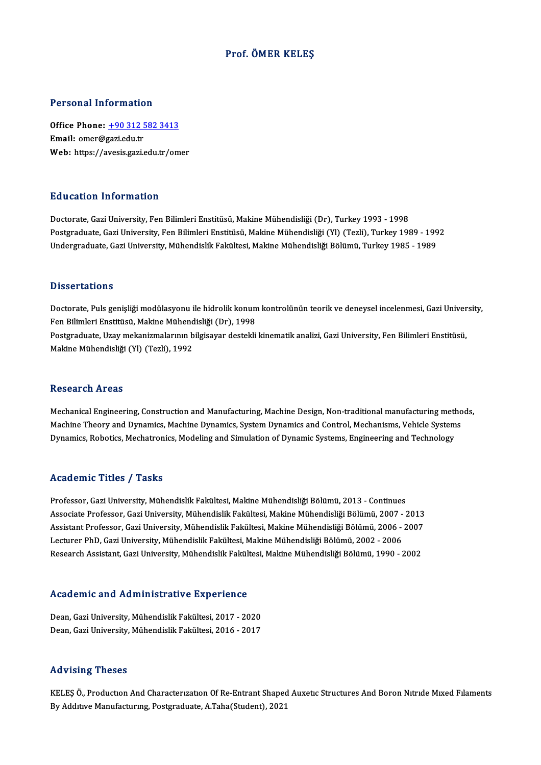# Prof. ÖMER KELEŞ

## Personal Information

**Office Phone:** +90 312 582 3413
**Email:** omer@gazi.edu.tr
**Web:** https://avesis.gazi.edu.tr/omer

## Education Information

Doctorate, Gazi University, Fen Bilimleri Enstitüsü, Makine Mühendisliği (Dr), Turkey 1993 - 1998
Postgraduate, Gazi University, Fen Bilimleri Enstitüsü, Makine Mühendisliği (Yl) (Tezli), Turkey 1989 - 1992
Undergraduate, Gazi University, Mühendislik Fakültesi, Makine Mühendisliği Bölümü, Turkey 1985 - 1989

## Dissertations

Doctorate, Puls genişliği modülasyonu ile hidrolik konum kontrolünün teorik ve deneysel incelenmesi, Gazi University, Fen Bilimleri Enstitüsü, Makine Mühendisliği (Dr), 1998
Postgraduate, Uzay mekanizmalarının bilgisayar destekli kinematik analizi, Gazi University, Fen Bilimleri Enstitüsü, Makine Mühendisliği (Yl) (Tezli), 1992

## Research Areas

Mechanical Engineering, Construction and Manufacturing, Machine Design, Non-traditional manufacturing methods, Machine Theory and Dynamics, Machine Dynamics, System Dynamics and Control, Mechanisms, Vehicle Systems Dynamics, Robotics, Mechatronics, Modeling and Simulation of Dynamic Systems, Engineering and Technology

## Academic Titles / Tasks

Professor, Gazi University, Mühendislik Fakültesi, Makine Mühendisliği Bölümü, 2013 - Continues
Associate Professor, Gazi University, Mühendislik Fakültesi, Makine Mühendisliği Bölümü, 2007 - 2013
Assistant Professor, Gazi University, Mühendislik Fakültesi, Makine Mühendisliği Bölümü, 2006 - 2007
Lecturer PhD, Gazi University, Mühendislik Fakültesi, Makine Mühendisliği Bölümü, 2002 - 2006
Research Assistant, Gazi University, Mühendislik Fakültesi, Makine Mühendisliği Bölümü, 1990 - 2002

## Academic and Administrative Experience

Dean, Gazi University, Mühendislik Fakültesi, 2017 - 2020
Dean, Gazi University, Mühendislik Fakültesi, 2016 - 2017

## Advising Theses

KELEŞ Ö., Productıon And Characterızatıon Of Re-Entrant Shaped Auxetıc Structures And Boron Nıtrıde Mıxed Fılaments By Addıtıve Manufacturıng, Postgraduate, A.Taha(Student), 2021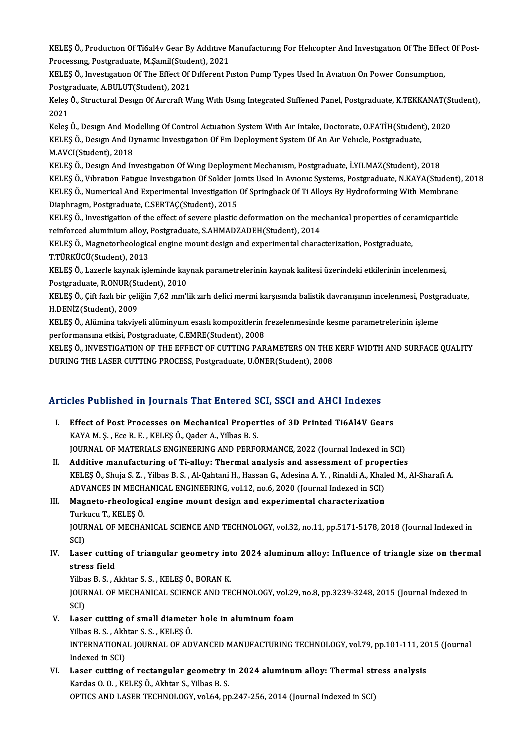KELEŞ Ö., Productıon Of Ti6al4v Gear By Addıtıve Manufacturıng For Helıcopter And Investıgatıon Of The Effect Of Post-Processıng, Postgraduate, M.Şamil(Student), 2021

KELEŞ Ö., Investıgatıon Of The Effect Of Dıfferent Pıston Pump Types Used In Avıatıon On Power Consumptıon, Postgraduate, A.BULUT(Student), 2021

Keleş Ö., Structural Desıgn Of Aırcraft Wıng Wıth Usıng Integrated Stıffened Panel, Postgraduate, K.TEKKANAT(Student), 2021

Keleş Ö., Desıgn And Modellıng Of Control Actuatıon System Wıth Aır Intake, Doctorate, O.FATİH(Student), 2020

KELEŞ Ö., Desıgn And Dynamıc Investıgatıon Of Fın Deployment System Of An Aır Vehıcle, Postgraduate, M.AVCI(Student), 2018

KELEŞ Ö., Desıgn And Investıgatıon Of Wıng Deployment Mechanısm, Postgraduate, İ.YILMAZ(Student), 2018

KELEŞ Ö., Vıbratıon Fatıgue Investıgatıon Of Solder Joınts Used In Avıonıc Systems, Postgraduate, N.KAYA(Student), 2018

KELEŞ Ö., Numerical And Experimental Investigation Of Springback Of Ti Alloys By Hydroforming With Membrane Diaphragm, Postgraduate, C.SERTAÇ(Student), 2015

KELEŞ Ö., Investigation of the effect of severe plastic deformation on the mechanical properties of ceramicparticle reinforced aluminium alloy, Postgraduate, S.AHMADZADEH(Student), 2014

KELEŞ Ö., Magnetorheological engine mount design and experimental characterization, Postgraduate, T.TÜRKÜCÜ(Student), 2013

KELEŞ Ö., Lazerle kaynak işleminde kaynak parametrelerinin kaynak kalitesi üzerindeki etkilerinin incelenmesi, Postgraduate, R.ONUR(Student), 2010

KELEŞ Ö., Çift fazlı bir çeliğin 7,62 mm'lik zırh delici mermi karşısında balistik davranışının incelenmesi, Postgraduate, H.DENİZ(Student), 2009

KELEŞ Ö., Alümina takviyeli alüminyum esaslı kompozitlerin frezelenmesinde kesme parametrelerinin işleme performansına etkisi, Postgraduate, C.EMRE(Student), 2008

KELEŞ Ö., INVESTIGATION OF THE EFFECT OF CUTTING PARAMETERS ON THE KERF WIDTH AND SURFACE QUALITY DURING THE LASER CUTTING PROCESS, Postgraduate, U.ÖNER(Student), 2008

## Articles Published in Journals That Entered SCI, SSCI and AHCI Indexes

I. **Effect of Post Processes on Mechanical Properties of 3D Printed Ti6Al4V Gears**
KAYA M. Ş. , Ece R. E. , KELEŞ Ö., Qader A., Yilbas B. S.
JOURNAL OF MATERIALS ENGINEERING AND PERFORMANCE, 2022 (Journal Indexed in SCI)

II. **Additive manufacturing of Ti-alloy: Thermal analysis and assessment of properties**
KELEŞ Ö., Shuja S. Z. , Yilbas B. S. , Al-Qahtani H., Hassan G., Adesina A. Y. , Rinaldi A., Khaled M., Al-Sharafi A.
ADVANCES IN MECHANICAL ENGINEERING, vol.12, no.6, 2020 (Journal Indexed in SCI)

III. **Magneto-rheological engine mount design and experimental characterization**
Turkucu T., KELEŞ Ö.
JOURNAL OF MECHANICAL SCIENCE AND TECHNOLOGY, vol.32, no.11, pp.5171-5178, 2018 (Journal Indexed in SCI)

IV. **Laser cutting of triangular geometry into 2024 aluminum alloy: Influence of triangle size on thermal stress field**
Yilbas B. S. , Akhtar S. S. , KELEŞ Ö., BORAN K.
JOURNAL OF MECHANICAL SCIENCE AND TECHNOLOGY, vol.29, no.8, pp.3239-3248, 2015 (Journal Indexed in SCI)

V. **Laser cutting of small diameter hole in aluminum foam**
Yilbas B. S. , Akhtar S. S. , KELEŞ Ö.
INTERNATIONAL JOURNAL OF ADVANCED MANUFACTURING TECHNOLOGY, vol.79, pp.101-111, 2015 (Journal Indexed in SCI)

VI. **Laser cutting of rectangular geometry in 2024 aluminum alloy: Thermal stress analysis**
Kardas O. O. , KELEŞ Ö., Akhtar S., Yilbas B. S.
OPTICS AND LASER TECHNOLOGY, vol.64, pp.247-256, 2014 (Journal Indexed in SCI)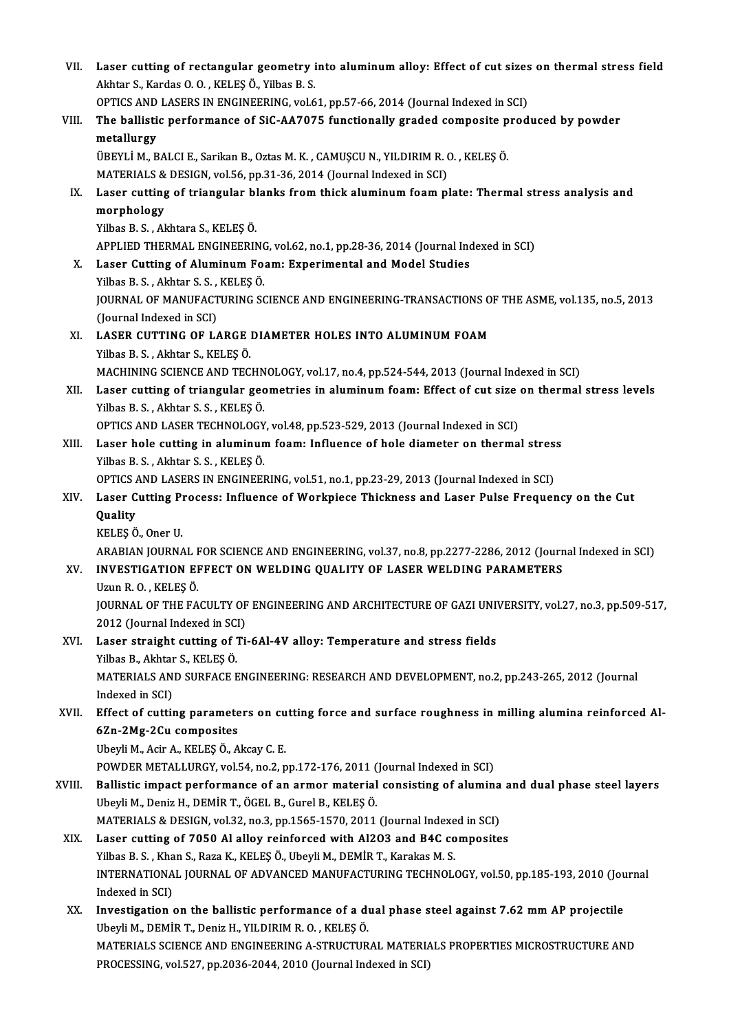VII. **Laser cutting of rectangular geometry into aluminum alloy: Effect of cut sizes on thermal stress field**
Akhtar S., Kardas O. O. , KELEŞ Ö., Yilbas B. S.
OPTICS AND LASERS IN ENGINEERING, vol.61, pp.57-66, 2014 (Journal Indexed in SCI)

VIII. **The ballistic performance of SiC-AA7075 functionally graded composite produced by powder metallurgy**
ÜBEYLİ M., BALCI E., Sarikan B., Oztas M. K. , CAMUŞCU N., YILDIRIM R. O. , KELEŞ Ö.
MATERIALS & DESIGN, vol.56, pp.31-36, 2014 (Journal Indexed in SCI)

IX. **Laser cutting of triangular blanks from thick aluminum foam plate: Thermal stress analysis and morphology**
Yilbas B. S. , Akhtara S., KELEŞ Ö.
APPLIED THERMAL ENGINEERING, vol.62, no.1, pp.28-36, 2014 (Journal Indexed in SCI)

X. **Laser Cutting of Aluminum Foam: Experimental and Model Studies**
Yilbas B. S. , Akhtar S. S. , KELEŞ Ö.
JOURNAL OF MANUFACTURING SCIENCE AND ENGINEERING-TRANSACTIONS OF THE ASME, vol.135, no.5, 2013 (Journal Indexed in SCI)

XI. **LASER CUTTING OF LARGE DIAMETER HOLES INTO ALUMINUM FOAM**
Yilbas B. S. , Akhtar S., KELEŞ Ö.
MACHINING SCIENCE AND TECHNOLOGY, vol.17, no.4, pp.524-544, 2013 (Journal Indexed in SCI)

XII. **Laser cutting of triangular geometries in aluminum foam: Effect of cut size on thermal stress levels**
Yilbas B. S. , Akhtar S. S. , KELEŞ Ö.
OPTICS AND LASER TECHNOLOGY, vol.48, pp.523-529, 2013 (Journal Indexed in SCI)

XIII. **Laser hole cutting in aluminum foam: Influence of hole diameter on thermal stress**
Yilbas B. S. , Akhtar S. S. , KELEŞ Ö.
OPTICS AND LASERS IN ENGINEERING, vol.51, no.1, pp.23-29, 2013 (Journal Indexed in SCI)

XIV. **Laser Cutting Process: Influence of Workpiece Thickness and Laser Pulse Frequency on the Cut Quality**
KELEŞ Ö., Oner U.
ARABIAN JOURNAL FOR SCIENCE AND ENGINEERING, vol.37, no.8, pp.2277-2286, 2012 (Journal Indexed in SCI)

XV. **INVESTIGATION EFFECT ON WELDING QUALITY OF LASER WELDING PARAMETERS**
Uzun R. O. , KELEŞ Ö.
JOURNAL OF THE FACULTY OF ENGINEERING AND ARCHITECTURE OF GAZI UNIVERSITY, vol.27, no.3, pp.509-517, 2012 (Journal Indexed in SCI)

XVI. **Laser straight cutting of Ti-6Al-4V alloy: Temperature and stress fields**
Yilbas B., Akhtar S., KELEŞ Ö.
MATERIALS AND SURFACE ENGINEERING: RESEARCH AND DEVELOPMENT, no.2, pp.243-265, 2012 (Journal Indexed in SCI)

XVII. **Effect of cutting parameters on cutting force and surface roughness in milling alumina reinforced Al-6Zn-2Mg-2Cu composites**
Ubeyli M., Acir A., KELEŞ Ö., Akcay C. E.
POWDER METALLURGY, vol.54, no.2, pp.172-176, 2011 (Journal Indexed in SCI)

XVIII. **Ballistic impact performance of an armor material consisting of alumina and dual phase steel layers**
Ubeyli M., Deniz H., DEMİR T., ÖGEL B., Gurel B., KELEŞ Ö.
MATERIALS & DESIGN, vol.32, no.3, pp.1565-1570, 2011 (Journal Indexed in SCI)

XIX. **Laser cutting of 7050 Al alloy reinforced with Al2O3 and B4C composites**
Yilbas B. S. , Khan S., Raza K., KELEŞ Ö., Ubeyli M., DEMİR T., Karakas M. S.
INTERNATIONAL JOURNAL OF ADVANCED MANUFACTURING TECHNOLOGY, vol.50, pp.185-193, 2010 (Journal Indexed in SCI)

XX. **Investigation on the ballistic performance of a dual phase steel against 7.62 mm AP projectile**
Ubeyli M., DEMİR T., Deniz H., YILDIRIM R. O. , KELEŞ Ö.
MATERIALS SCIENCE AND ENGINEERING A-STRUCTURAL MATERIALS PROPERTIES MICROSTRUCTURE AND PROCESSING, vol.527, pp.2036-2044, 2010 (Journal Indexed in SCI)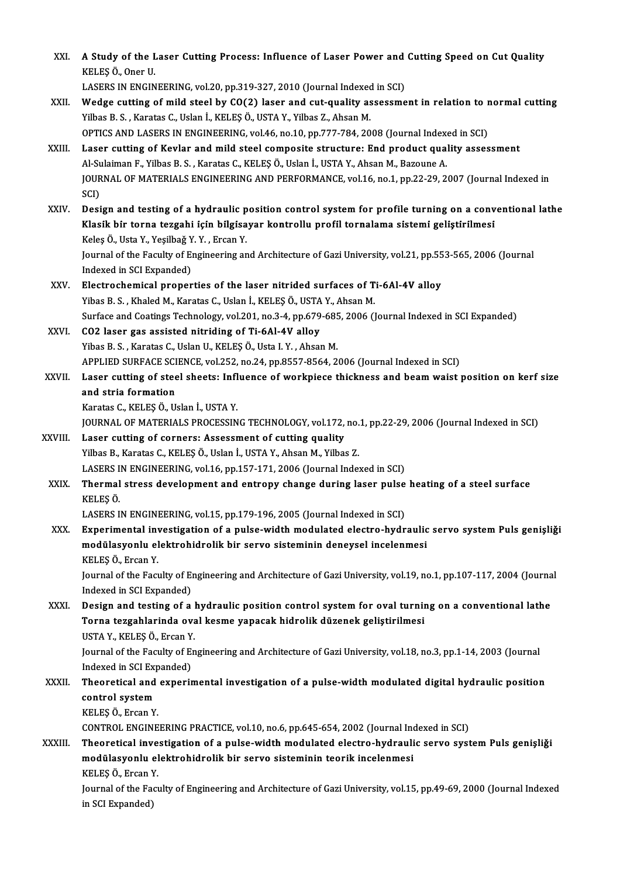XXI. **A Study of the Laser Cutting Process: Influence of Laser Power and Cutting Speed on Cut Quality**
KELEŞ Ö., Oner U.
LASERS IN ENGINEERING, vol.20, pp.319-327, 2010 (Journal Indexed in SCI)

XXII. **Wedge cutting of mild steel by CO(2) laser and cut-quality assessment in relation to normal cutting**
Yilbas B. S. , Karatas C., Uslan İ., KELEŞ Ö., USTA Y., Yilbas Z., Ahsan M.
OPTICS AND LASERS IN ENGINEERING, vol.46, no.10, pp.777-784, 2008 (Journal Indexed in SCI)

XXIII. **Laser cutting of Kevlar and mild steel composite structure: End product quality assessment**
Al-Sulaiman F., Yilbas B. S. , Karatas C., KELEŞ Ö., Uslan İ., USTA Y., Ahsan M., Bazoune A.
JOURNAL OF MATERIALS ENGINEERING AND PERFORMANCE, vol.16, no.1, pp.22-29, 2007 (Journal Indexed in SCI)

XXIV. **Design and testing of a hydraulic position control system for profile turning on a conventional lathe Klasik bir torna tezgahi için bilgisayar kontrollu profil tornalama sistemi geliştirilmesi**
Keleş Ö., Usta Y., Yeşilbağ Y. Y. , Ercan Y.
Journal of the Faculty of Engineering and Architecture of Gazi University, vol.21, pp.553-565, 2006 (Journal Indexed in SCI Expanded)

XXV. **Electrochemical properties of the laser nitrided surfaces of Ti-6Al-4V alloy**
Yibas B. S. , Khaled M., Karatas C., Uslan İ., KELEŞ Ö., USTA Y., Ahsan M.
Surface and Coatings Technology, vol.201, no.3-4, pp.679-685, 2006 (Journal Indexed in SCI Expanded)

XXVI. **CO2 laser gas assisted nitriding of Ti-6Al-4V alloy**
Yibas B. S. , Karatas C., Uslan U., KELEŞ Ö., Usta I. Y. , Ahsan M.
APPLIED SURFACE SCIENCE, vol.252, no.24, pp.8557-8564, 2006 (Journal Indexed in SCI)

XXVII. **Laser cutting of steel sheets: Influence of workpiece thickness and beam waist position on kerf size and stria formation**
Karatas C., KELEŞ Ö., Uslan İ., USTA Y.
JOURNAL OF MATERIALS PROCESSING TECHNOLOGY, vol.172, no.1, pp.22-29, 2006 (Journal Indexed in SCI)

XXVIII. **Laser cutting of corners: Assessment of cutting quality**
Yilbas B., Karatas C., KELEŞ Ö., Uslan İ., USTA Y., Ahsan M., Yilbas Z.
LASERS IN ENGINEERING, vol.16, pp.157-171, 2006 (Journal Indexed in SCI)

XXIX. **Thermal stress development and entropy change during laser pulse heating of a steel surface**
KELEŞ Ö.
LASERS IN ENGINEERING, vol.15, pp.179-196, 2005 (Journal Indexed in SCI)

XXX. **Experimental investigation of a pulse-width modulated electro-hydraulic servo system Puls genişliği modülasyonlu elektrohidrolik bir servo sisteminin deneysel incelenmesi**
KELEŞ Ö., Ercan Y.
Journal of the Faculty of Engineering and Architecture of Gazi University, vol.19, no.1, pp.107-117, 2004 (Journal Indexed in SCI Expanded)

XXXI. **Design and testing of a hydraulic position control system for oval turning on a conventional lathe Torna tezgahlarinda oval kesme yapacak hidrolik düzenek geliştirilmesi**
USTA Y., KELEŞ Ö., Ercan Y.
Journal of the Faculty of Engineering and Architecture of Gazi University, vol.18, no.3, pp.1-14, 2003 (Journal Indexed in SCI Expanded)

XXXII. **Theoretical and experimental investigation of a pulse-width modulated digital hydraulic position control system**
KELEŞ Ö., Ercan Y.
CONTROL ENGINEERING PRACTICE, vol.10, no.6, pp.645-654, 2002 (Journal Indexed in SCI)

XXXIII. **Theoretical investigation of a pulse-width modulated electro-hydraulic servo system Puls genişliği modülasyonlu elektrohidrolik bir servo sisteminin teorik incelenmesi**
KELEŞ Ö., Ercan Y.
Journal of the Faculty of Engineering and Architecture of Gazi University, vol.15, pp.49-69, 2000 (Journal Indexed in SCI Expanded)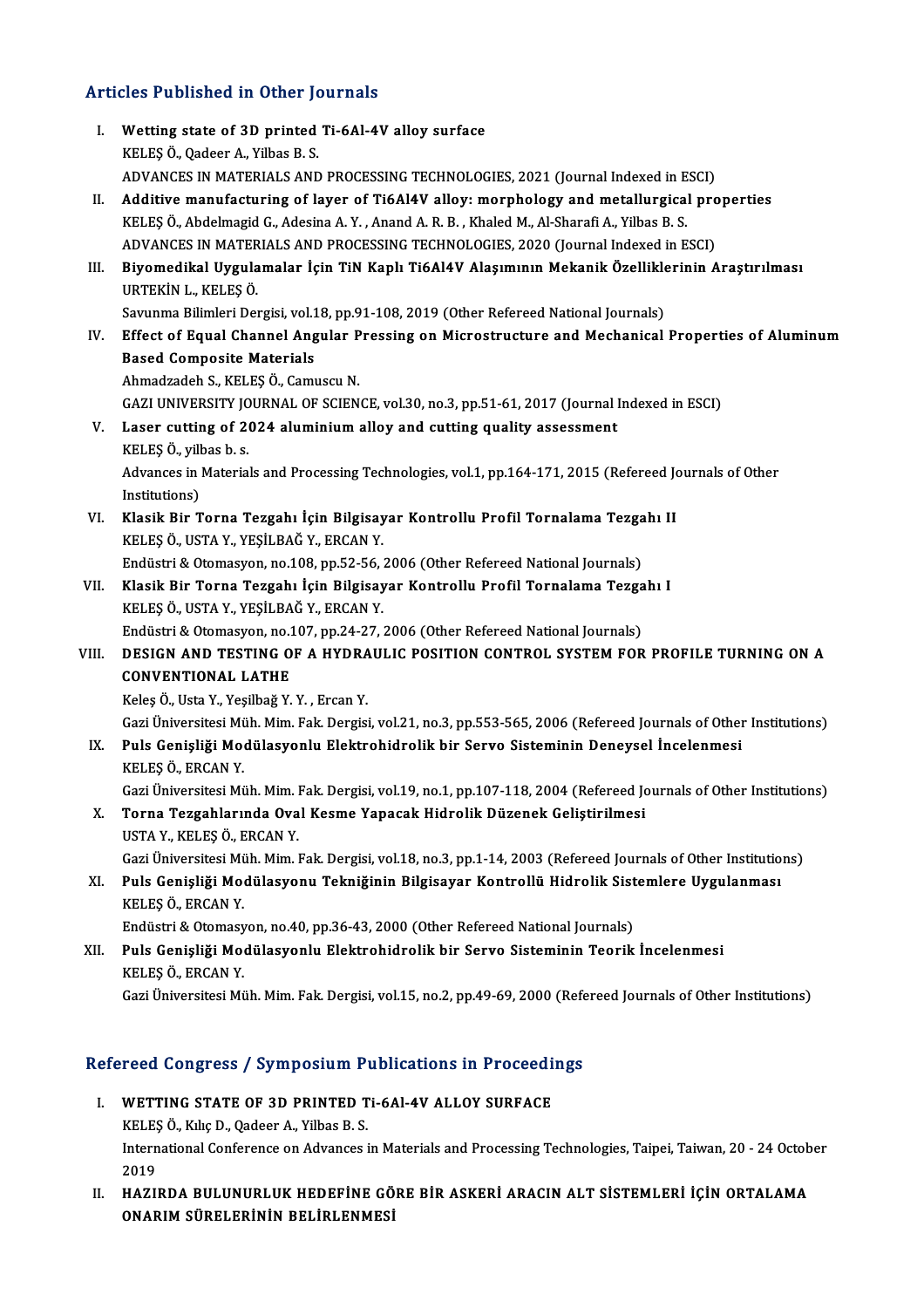## Articles Published in Other Journals

I. **Wetting state of 3D printed Ti-6Al-4V alloy surface**
KELEŞ Ö., Qadeer A., Yilbas B. S.
ADVANCES IN MATERIALS AND PROCESSING TECHNOLOGIES, 2021 (Journal Indexed in ESCI)

II. **Additive manufacturing of layer of Ti6Al4V alloy: morphology and metallurgical properties**
KELEŞ Ö., Abdelmagid G., Adesina A. Y. , Anand A. R. B. , Khaled M., Al-Sharafi A., Yilbas B. S.
ADVANCES IN MATERIALS AND PROCESSING TECHNOLOGIES, 2020 (Journal Indexed in ESCI)

III. **Biyomedikal Uygulamalar İçin TiN Kaplı Ti6Al4V Alaşımının Mekanik Özelliklerinin Araştırılması**
URTEKİN L., KELEŞ Ö.
Savunma Bilimleri Dergisi, vol.18, pp.91-108, 2019 (Other Refereed National Journals)

IV. **Effect of Equal Channel Angular Pressing on Microstructure and Mechanical Properties of Aluminum Based Composite Materials**
Ahmadzadeh S., KELEŞ Ö., Camuscu N.
GAZI UNIVERSITY JOURNAL OF SCIENCE, vol.30, no.3, pp.51-61, 2017 (Journal Indexed in ESCI)

V. **Laser cutting of 2024 aluminium alloy and cutting quality assessment**
KELEŞ Ö., yilbas b. s.
Advances in Materials and Processing Technologies, vol.1, pp.164-171, 2015 (Refereed Journals of Other Institutions)

VI. **Klasik Bir Torna Tezgahı İçin Bilgisayar Kontrollu Profil Tornalama Tezgahı II**
KELEŞ Ö., USTA Y., YEŞİLBAĞ Y., ERCAN Y.
Endüstri & Otomasyon, no.108, pp.52-56, 2006 (Other Refereed National Journals)

VII. **Klasik Bir Torna Tezgahı İçin Bilgisayar Kontrollu Profil Tornalama Tezgahı I**
KELEŞ Ö., USTA Y., YEŞİLBAĞ Y., ERCAN Y.
Endüstri & Otomasyon, no.107, pp.24-27, 2006 (Other Refereed National Journals)

VIII. **DESIGN AND TESTING OF A HYDRAULIC POSITION CONTROL SYSTEM FOR PROFILE TURNING ON A CONVENTIONAL LATHE**
Keleş Ö., Usta Y., Yeşilbağ Y. Y. , Ercan Y.
Gazi Üniversitesi Müh. Mim. Fak. Dergisi, vol.21, no.3, pp.553-565, 2006 (Refereed Journals of Other Institutions)

IX. **Puls Genişliği Modülasyonlu Elektrohidrolik bir Servo Sisteminin Deneysel İncelenmesi**
KELEŞ Ö., ERCAN Y.
Gazi Üniversitesi Müh. Mim. Fak. Dergisi, vol.19, no.1, pp.107-118, 2004 (Refereed Journals of Other Institutions)

X. **Torna Tezgahlarında Oval Kesme Yapacak Hidrolik Düzenek Geliştirilmesi**
USTA Y., KELEŞ Ö., ERCAN Y.
Gazi Üniversitesi Müh. Mim. Fak. Dergisi, vol.18, no.3, pp.1-14, 2003 (Refereed Journals of Other Institutions)

XI. **Puls Genişliği Modülasyonu Tekniğinin Bilgisayar Kontrollü Hidrolik Sistemlere Uygulanması**
KELEŞ Ö., ERCAN Y.
Endüstri & Otomasyon, no.40, pp.36-43, 2000 (Other Refereed National Journals)

XII. **Puls Genişliği Modülasyonlu Elektrohidrolik bir Servo Sisteminin Teorik İncelenmesi**
KELEŞ Ö., ERCAN Y.
Gazi Üniversitesi Müh. Mim. Fak. Dergisi, vol.15, no.2, pp.49-69, 2000 (Refereed Journals of Other Institutions)

## Refereed Congress / Symposium Publications in Proceedings

I. **WETTING STATE OF 3D PRINTED Ti-6Al-4V ALLOY SURFACE**
KELEŞ Ö., Kılıç D., Qadeer A., Yilbas B. S.
International Conference on Advances in Materials and Processing Technologies, Taipei, Taiwan, 20 - 24 October 2019

II. **HAZIRDA BULUNURLUK HEDEFİNE GÖRE BİR ASKERİ ARACIN ALT SİSTEMLERİ İÇİN ORTALAMA ONARIM SÜRELERİNİN BELİRLENMESİ**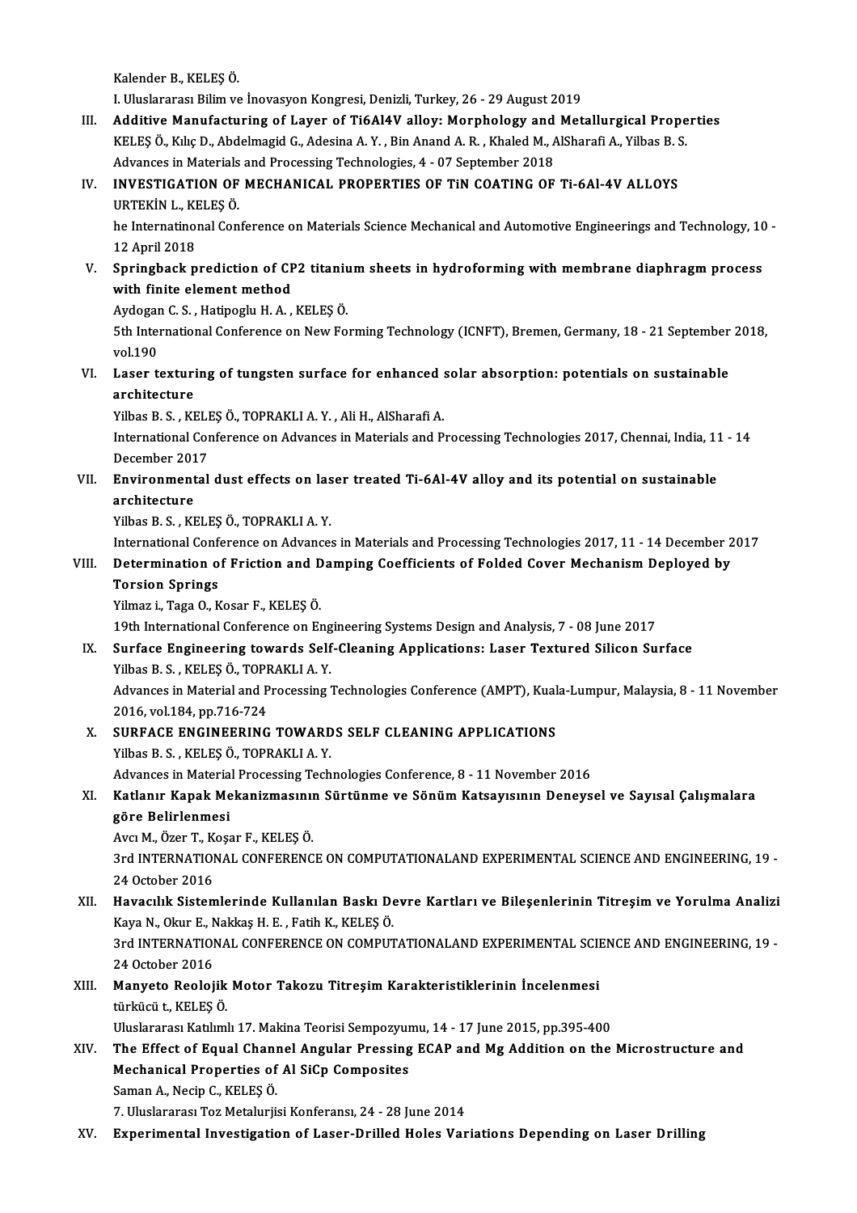Kalender B., KELEŞ Ö.
I. Uluslararası Bilim ve İnovasyon Kongresi, Denizli, Turkey, 26 - 29 August 2019

III. **Additive Manufacturing of Layer of Ti6Al4V alloy: Morphology and Metallurgical Properties**
KELEŞ Ö., Kılıç D., Abdelmagid G., Adesina A. Y. , Bin Anand A. R. , Khaled M., AlSharafi A., Yilbas B. S.
Advances in Materials and Processing Technologies, 4 - 07 September 2018

IV. **INVESTIGATION OF MECHANICAL PROPERTIES OF TiN COATING OF Ti-6Al-4V ALLOYS**
URTEKİN L., KELEŞ Ö.
he Internatinonal Conference on Materials Science Mechanical and Automotive Engineerings and Technology, 10 - 12 April 2018

V. **Springback prediction of CP2 titanium sheets in hydroforming with membrane diaphragm process with finite element method**
Aydogan C. S. , Hatipoglu H. A. , KELEŞ Ö.
5th International Conference on New Forming Technology (ICNFT), Bremen, Germany, 18 - 21 September 2018, vol.190

VI. **Laser texturing of tungsten surface for enhanced solar absorption: potentials on sustainable architecture**
Yilbas B. S. , KELEŞ Ö., TOPRAKLI A. Y. , Ali H., AlSharafi A.
International Conference on Advances in Materials and Processing Technologies 2017, Chennai, India, 11 - 14 December 2017

VII. **Environmental dust effects on laser treated Ti-6Al-4V alloy and its potential on sustainable architecture**
Yilbas B. S. , KELEŞ Ö., TOPRAKLI A. Y.
International Conference on Advances in Materials and Processing Technologies 2017, 11 - 14 December 2017

VIII. **Determination of Friction and Damping Coefficients of Folded Cover Mechanism Deployed by Torsion Springs**
Yilmaz i., Taga O., Kosar F., KELEŞ Ö.
19th International Conference on Engineering Systems Design and Analysis, 7 - 08 June 2017

IX. **Surface Engineering towards Self-Cleaning Applications: Laser Textured Silicon Surface**
Yilbas B. S. , KELEŞ Ö., TOPRAKLI A. Y.
Advances in Material and Processing Technologies Conference (AMPT), Kuala-Lumpur, Malaysia, 8 - 11 November 2016, vol.184, pp.716-724

X. **SURFACE ENGINEERING TOWARDS SELF CLEANING APPLICATIONS**
Yilbas B. S. , KELEŞ Ö., TOPRAKLI A. Y.
Advances in Material Processing Technologies Conference, 8 - 11 November 2016

XI. **Katlanır Kapak Mekanizmasının Sürtünme ve Sönüm Katsayısının Deneysel ve Sayısal Çalışmalara göre Belirlenmesi**
Avcı M., Özer T., Koşar F., KELEŞ Ö.
3rd INTERNATIONAL CONFERENCE ON COMPUTATIONALAND EXPERIMENTAL SCIENCE AND ENGINEERING, 19 - 24 October 2016

XII. **Havacılık Sistemlerinde Kullanılan Baskı Devre Kartları ve Bileşenlerinin Titreşim ve Yorulma Analizi**
Kaya N., Okur E., Nakkaş H. E. , Fatih K., KELEŞ Ö.
3rd INTERNATIONAL CONFERENCE ON COMPUTATIONALAND EXPERIMENTAL SCIENCE AND ENGINEERING, 19 - 24 October 2016

XIII. **Manyeto Reolojik Motor Takozu Titreşim Karakteristiklerinin İncelenmesi**
türkücü t., KELEŞ Ö.
Uluslararası Katılımlı 17. Makina Teorisi Sempozyumu, 14 - 17 June 2015, pp.395-400

XIV. **The Effect of Equal Channel Angular Pressing ECAP and Mg Addition on the Microstructure and Mechanical Properties of Al SiCp Composites**
Saman A., Necip C., KELEŞ Ö.
7. Uluslararası Toz Metalurjisi Konferansı, 24 - 28 June 2014

XV. **Experimental Investigation of Laser-Drilled Holes Variations Depending on Laser Drilling**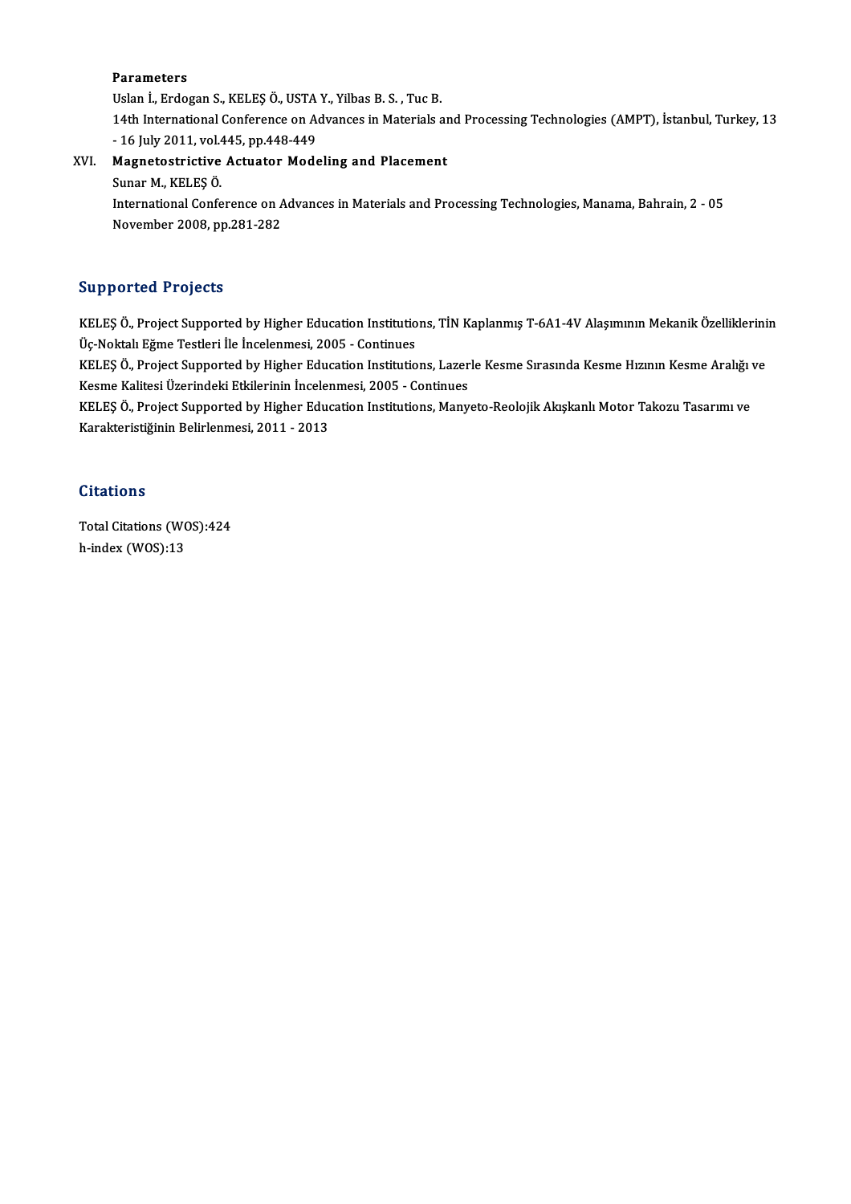**Parameters**

Uslan İ., Erdogan S., KELEŞ Ö., USTA Y., Yilbas B. S. , Tuc B.

14th International Conference on Advances in Materials and Processing Technologies (AMPT), İstanbul, Turkey, 13 - 16 July 2011, vol.445, pp.448-449

XVI. **Magnetostrictive Actuator Modeling and Placement**

Sunar M., KELEŞ Ö.

International Conference on Advances in Materials and Processing Technologies, Manama, Bahrain, 2 - 05 November 2008, pp.281-282

## Supported Projects

KELEŞ Ö., Project Supported by Higher Education Institutions, TİN Kaplanmış T-6A1-4V Alaşımının Mekanik Özelliklerinin Üç-Noktalı Eğme Testleri İle İncelenmesi, 2005 - Continues

KELEŞ Ö., Project Supported by Higher Education Institutions, Lazerle Kesme Sırasında Kesme Hızının Kesme Aralığı ve Kesme Kalitesi Üzerindeki Etkilerinin İncelenmesi, 2005 - Continues

KELEŞ Ö., Project Supported by Higher Education Institutions, Manyeto-Reolojik Akışkanlı Motor Takozu Tasarımı ve Karakteristiğinin Belirlenmesi, 2011 - 2013

## Citations

Total Citations (WOS):424

h-index (WOS):13